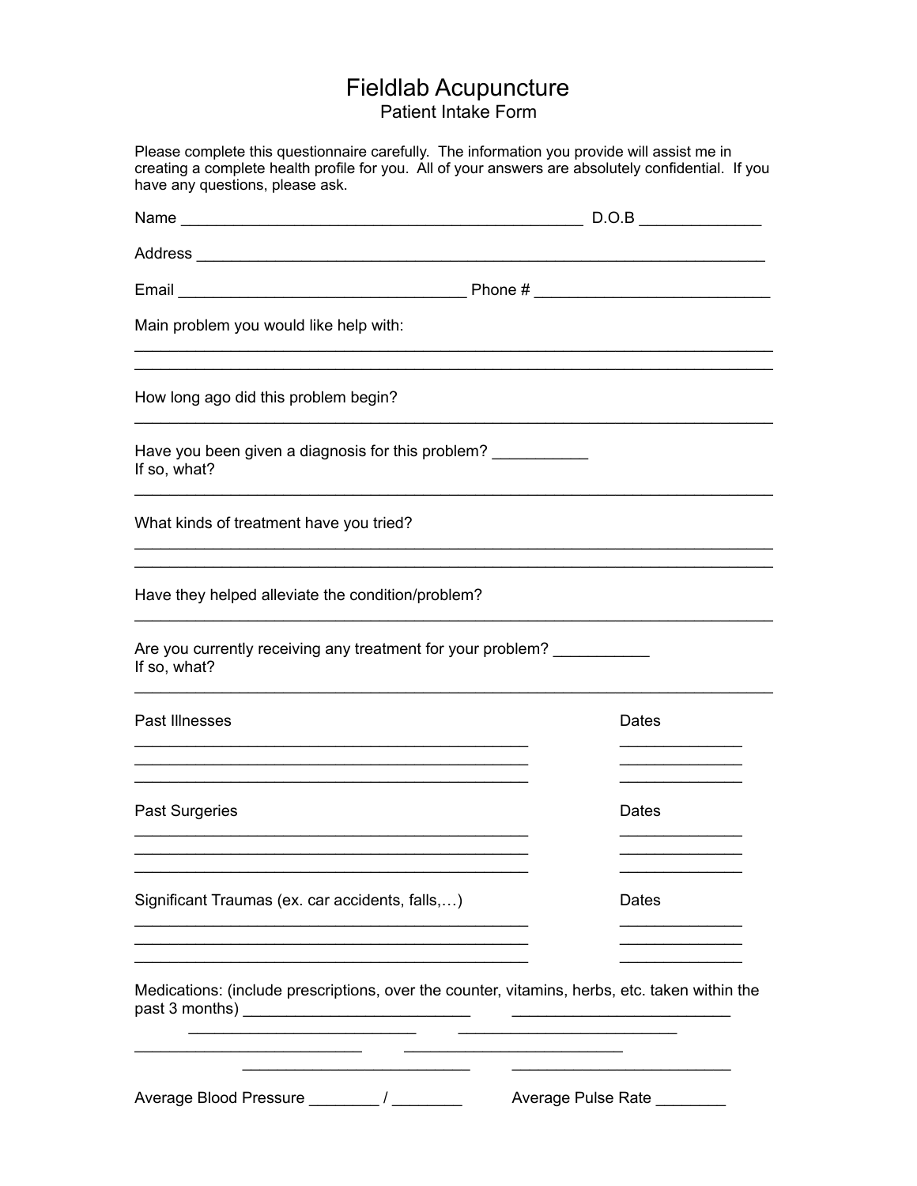# Fieldlab Acupuncture

## Patient Intake Form

Please complete this questionnaire carefully. The information you provide will assist me in creating a complete health profile for you. All of your answers are absolutely confidential. If you have any questions, please ask.

Name _______________________________________________ D.O.B ______________

Address ___________________________________________________________________

Email _________________________________ Phone # __________________________

Main problem you would like help with:

___________________________________________________________________________

___________________________________________________________________________

How long ago did this problem begin?

___________________________________________________________________________

Have you been given a diagnosis for this problem? ___________

If so, what?

___________________________________________________________________________

What kinds of treatment have you tried?

___________________________________________________________________________

___________________________________________________________________________

Have they helped alleviate the condition/problem?

___________________________________________________________________________

Are you currently receiving any treatment for your problem? ___________

If so, what?

___________________________________________________________________________

| Past Illnesses | Dates |
| --- | --- |
| _____________________________________________ | ______________ |
| _____________________________________________ | ______________ |
| _____________________________________________ | ______________ |

| Past Surgeries | Dates |
| --- | --- |
| _____________________________________________ | ______________ |
| _____________________________________________ | ______________ |
| _____________________________________________ | ______________ |

| Significant Traumas (ex. car accidents, falls,…) | Dates |
| --- | --- |
| _____________________________________________ | ______________ |
| _____________________________________________ | ______________ |
| _____________________________________________ | ______________ |

Medications: (include prescriptions, over the counter, vitamins, herbs, etc. taken within the past 3 months) __________________________ __________________________

__________________________ __________________________

__________________________ __________________________

__________________________ __________________________

Average Blood Pressure ________ / ________ Average Pulse Rate ________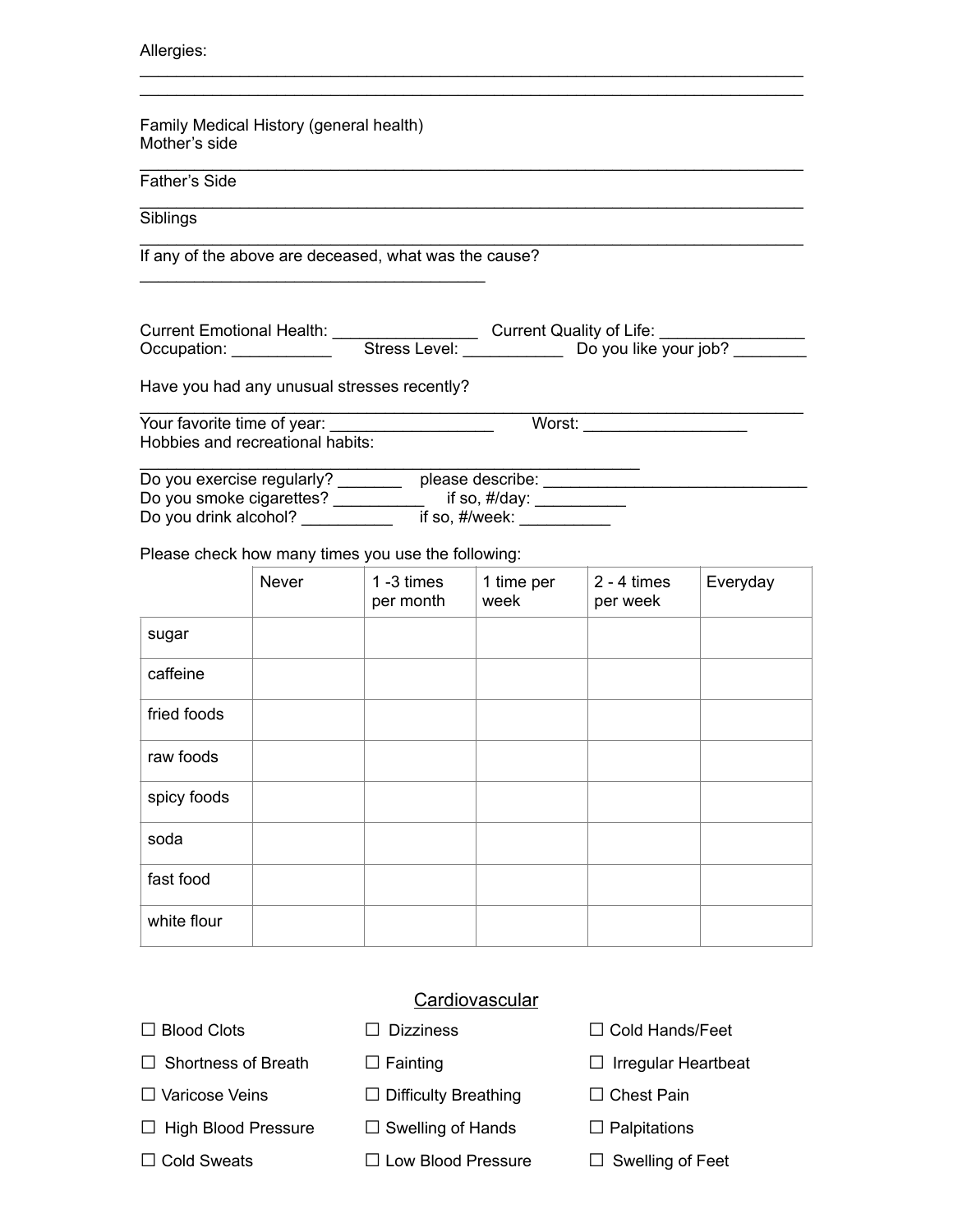Allergies:

_______________________________________________________________________________

_______________________________________________________________________________

Family Medical History (general health)

Mother's side

_______________________________________________________________________________

Father's Side

_______________________________________________________________________________

Siblings

_______________________________________________________________________________

If any of the above are deceased, what was the cause?

_______________________________________

Current Emotional Health: ________________ Current Quality of Life: ________________

Occupation: ___________ Stress Level: ___________ Do you like your job? ________

Have you had any unusual stresses recently?

_______________________________________________________________________________

Your favorite time of year: _________________ Worst: _________________

Hobbies and recreational habits:

________________________________________________________

Do you exercise regularly? _______ please describe: _____________________________

Do you smoke cigarettes? __________ if so, #/day: __________

Do you drink alcohol? __________ if so, #/week: __________

Please check how many times you use the following:

| | Never | 1 -3 times per month | 1 time per week | 2 - 4 times per week | Everyday |
|---|---|---|---|---|---|
| sugar | | | | | |
| caffeine | | | | | |
| fried foods | | | | | |
| raw foods | | | | | |
| spicy foods | | | | | |
| soda | | | | | |
| fast food | | | | | |
| white flour | | | | | |

## Cardiovascular

☐ Blood Clots

☐ Dizziness

☐ Cold Hands/Feet

☐ Shortness of Breath

☐ Fainting

☐ Irregular Heartbeat

☐ Varicose Veins

☐ Difficulty Breathing

☐ Chest Pain

☐ High Blood Pressure

☐ Swelling of Hands

☐ Palpitations

☐ Cold Sweats

☐ Low Blood Pressure

☐ Swelling of Feet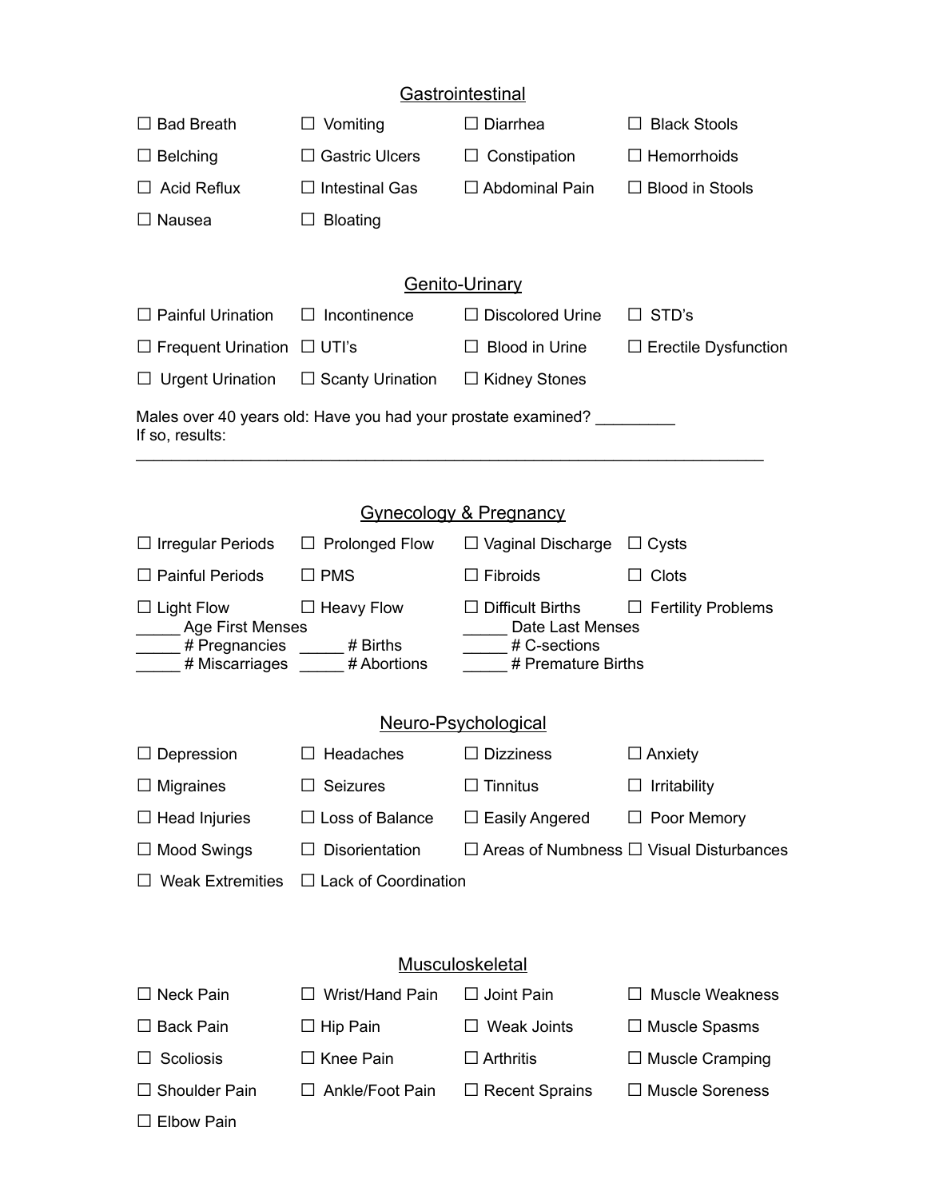## Gastrointestinal

| | | | |
|---|---|---|---|
| ☐ Bad Breath | ☐ Vomiting | ☐ Diarrhea | ☐ Black Stools |
| ☐ Belching | ☐ Gastric Ulcers | ☐ Constipation | ☐ Hemorrhoids |
| ☐ Acid Reflux | ☐ Intestinal Gas | ☐ Abdominal Pain | ☐ Blood in Stools |
| ☐ Nausea | ☐ Bloating | | |

## Genito-Urinary

| | | | |
|---|---|---|---|
| ☐ Painful Urination | ☐ Incontinence | ☐ Discolored Urine | ☐ STD's |
| ☐ Frequent Urination | ☐ UTI's | ☐ Blood in Urine | ☐ Erectile Dysfunction |
| ☐ Urgent Urination | ☐ Scanty Urination | ☐ Kidney Stones | |

Males over 40 years old: Have you had your prostate examined? _________
If so, results: ________________________________________________________________________

## Gynecology & Pregnancy

| | | | |
|---|---|---|---|
| ☐ Irregular Periods | ☐ Prolonged Flow | ☐ Vaginal Discharge | ☐ Cysts |
| ☐ Painful Periods | ☐ PMS | ☐ Fibroids | ☐ Clots |
| ☐ Light Flow | ☐ Heavy Flow | ☐ Difficult Births | ☐ Fertility Problems |

_____ Age First Menses _____ Date Last Menses
_____ # Pregnancies _____ # Births _____ # C-sections
_____ # Miscarriages _____ # Abortions _____ # Premature Births

## Neuro-Psychological

| | | | |
|---|---|---|---|
| ☐ Depression | ☐ Headaches | ☐ Dizziness | ☐ Anxiety |
| ☐ Migraines | ☐ Seizures | ☐ Tinnitus | ☐ Irritability |
| ☐ Head Injuries | ☐ Loss of Balance | ☐ Easily Angered | ☐ Poor Memory |
| ☐ Mood Swings | ☐ Disorientation | ☐ Areas of Numbness | ☐ Visual Disturbances |
| ☐ Weak Extremities | ☐ Lack of Coordination | | |

## Musculoskeletal

| | | | |
|---|---|---|---|
| ☐ Neck Pain | ☐ Wrist/Hand Pain | ☐ Joint Pain | ☐ Muscle Weakness |
| ☐ Back Pain | ☐ Hip Pain | ☐ Weak Joints | ☐ Muscle Spasms |
| ☐ Scoliosis | ☐ Knee Pain | ☐ Arthritis | ☐ Muscle Cramping |
| ☐ Shoulder Pain | ☐ Ankle/Foot Pain | ☐ Recent Sprains | ☐ Muscle Soreness |
| ☐ Elbow Pain | | | |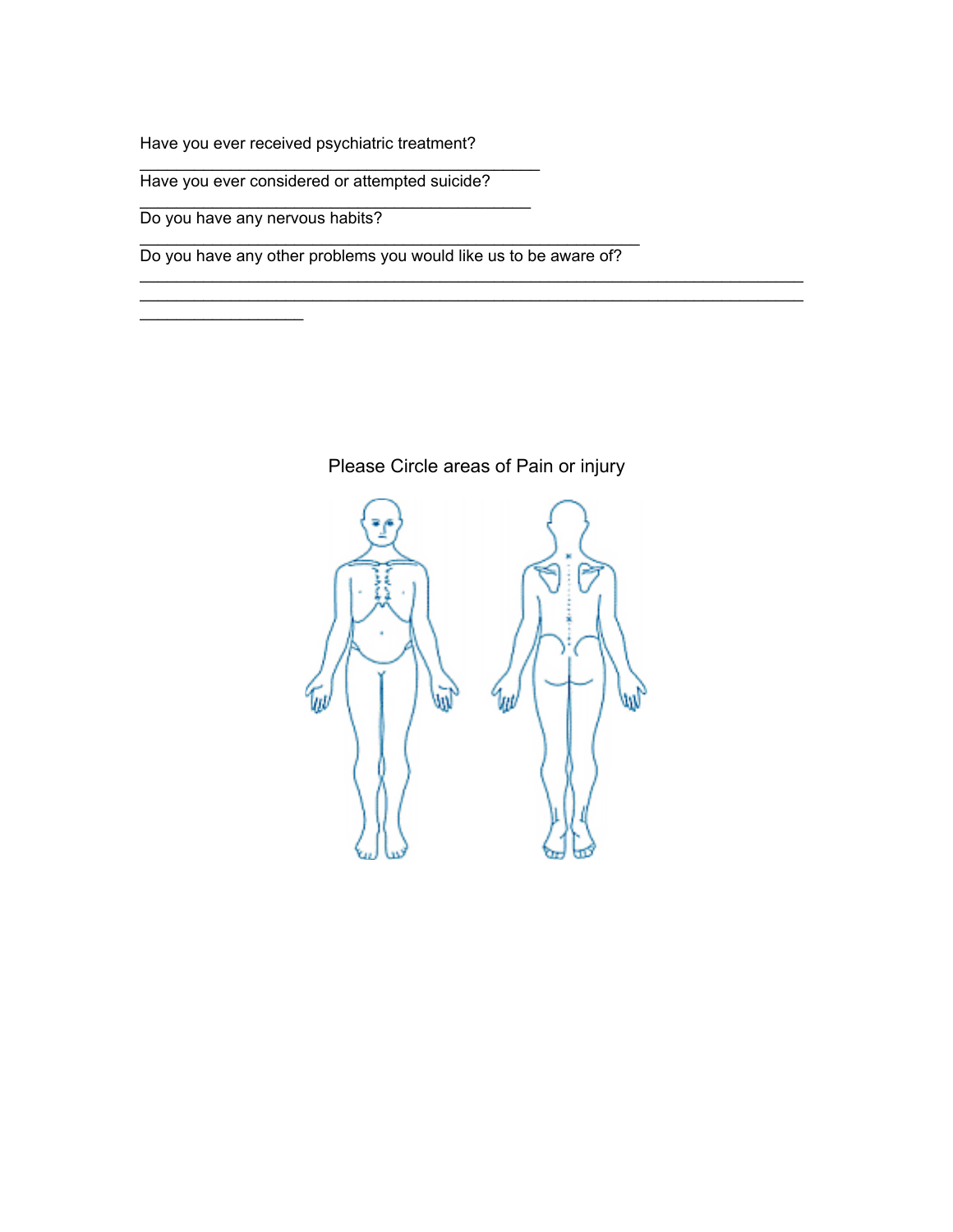Have you ever received psychiatric treatment?
_______________________________________________

Have you ever considered or attempted suicide?
______________________________________________

Do you have any nervous habits?
___________________________________________________________

Do you have any other problems you would like us to be aware of?
_____________________________________________________________________________
_____________________________________________________________________________
___________________

Please Circle areas of Pain or injury